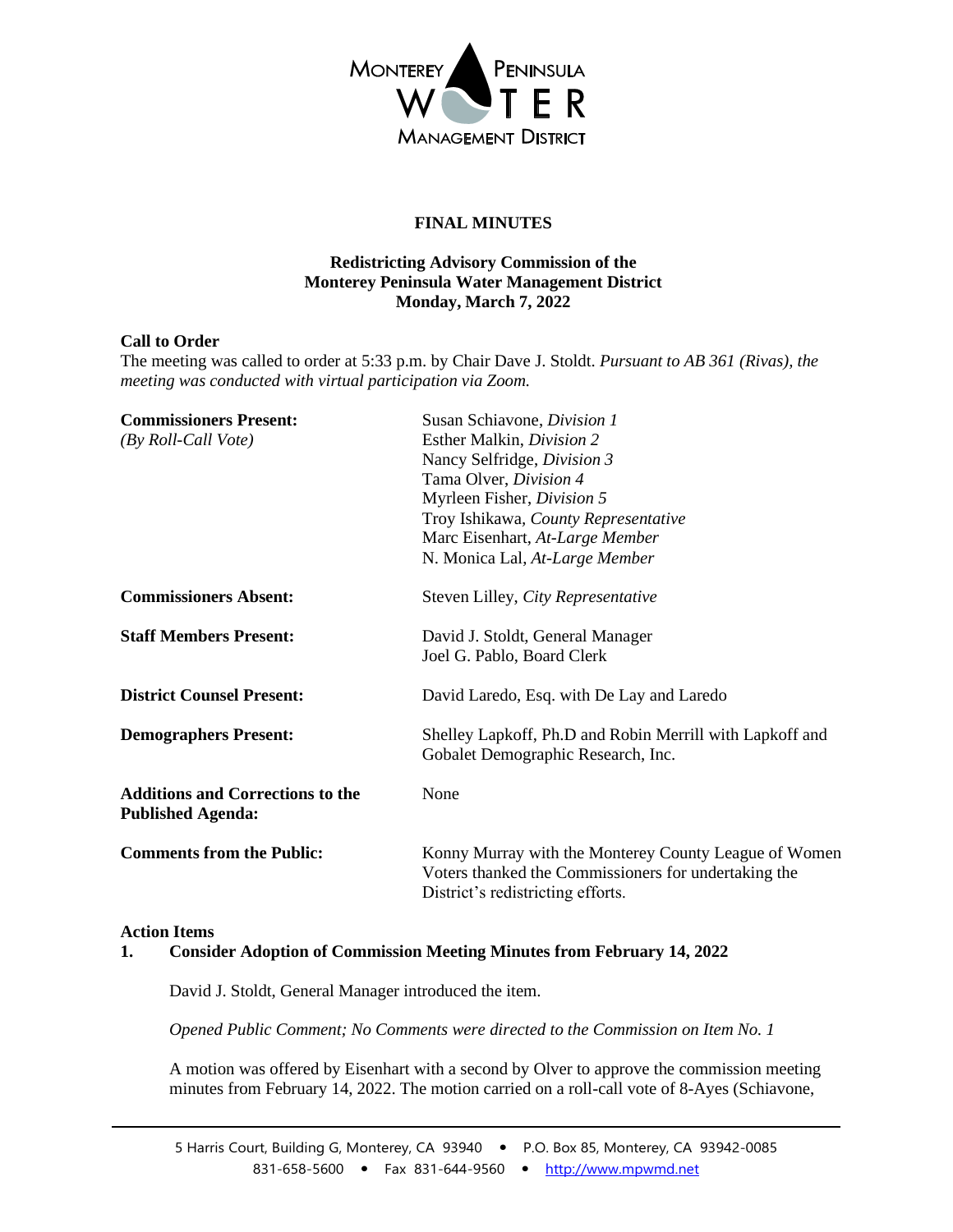MONTEREY PENINSULA WATER MANAGEMENT DISTRICT

# FINAL MINUTES

## Redistricting Advisory Commission of the Monterey Peninsula Water Management District
## Monday, March 7, 2022

**Call to Order**

The meeting was called to order at 5:33 p.m. by Chair Dave J. Stoldt. *Pursuant to AB 361 (Rivas), the meeting was conducted with virtual participation via Zoom.*

**Commissioners Present:** *(By Roll-Call Vote)*
Susan Schiavone, *Division 1*
Esther Malkin, *Division 2*
Nancy Selfridge, *Division 3*
Tama Olver, *Division 4*
Myrleen Fisher, *Division 5*
Troy Ishikawa, *County Representative*
Marc Eisenhart, *At-Large Member*
N. Monica Lal, *At-Large Member*

**Commissioners Absent:** Steven Lilley, *City Representative*

**Staff Members Present:**
David J. Stoldt, General Manager
Joel G. Pablo, Board Clerk

**District Counsel Present:** David Laredo, Esq. with De Lay and Laredo

**Demographers Present:** Shelley Lapkoff, Ph.D and Robin Merrill with Lapkoff and Gobalet Demographic Research, Inc.

**Additions and Corrections to the Published Agenda:** None

**Comments from the Public:** Konny Murray with the Monterey County League of Women Voters thanked the Commissioners for undertaking the District's redistricting efforts.

**Action Items**

**1. Consider Adoption of Commission Meeting Minutes from February 14, 2022**

David J. Stoldt, General Manager introduced the item.

*Opened Public Comment; No Comments were directed to the Commission on Item No. 1*

A motion was offered by Eisenhart with a second by Olver to approve the commission meeting minutes from February 14, 2022. The motion carried on a roll-call vote of 8-Ayes (Schiavone,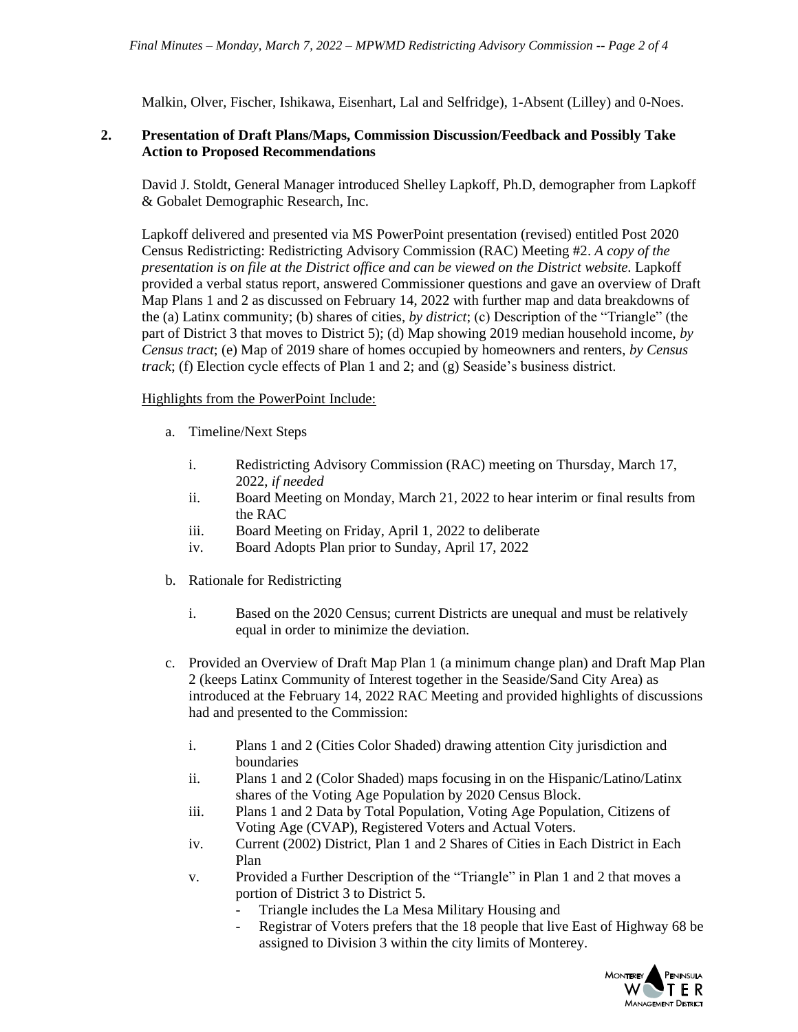Malkin, Olver, Fischer, Ishikawa, Eisenhart, Lal and Selfridge), 1-Absent (Lilley) and 0-Noes.

**2. Presentation of Draft Plans/Maps, Commission Discussion/Feedback and Possibly Take Action to Proposed Recommendations**

David J. Stoldt, General Manager introduced Shelley Lapkoff, Ph.D, demographer from Lapkoff & Gobalet Demographic Research, Inc.

Lapkoff delivered and presented via MS PowerPoint presentation (revised) entitled Post 2020 Census Redistricting: Redistricting Advisory Commission (RAC) Meeting #2. *A copy of the presentation is on file at the District office and can be viewed on the District website.* Lapkoff provided a verbal status report, answered Commissioner questions and gave an overview of Draft Map Plans 1 and 2 as discussed on February 14, 2022 with further map and data breakdowns of the (a) Latinx community; (b) shares of cities, *by district*; (c) Description of the "Triangle" (the part of District 3 that moves to District 5); (d) Map showing 2019 median household income, *by Census tract*; (e) Map of 2019 share of homes occupied by homeowners and renters, *by Census track*; (f) Election cycle effects of Plan 1 and 2; and (g) Seaside's business district.

Highlights from the PowerPoint Include:

a. Timeline/Next Steps

   i. Redistricting Advisory Commission (RAC) meeting on Thursday, March 17, 2022, *if needed*
   
   ii. Board Meeting on Monday, March 21, 2022 to hear interim or final results from the RAC
   
   iii. Board Meeting on Friday, April 1, 2022 to deliberate
   
   iv. Board Adopts Plan prior to Sunday, April 17, 2022

b. Rationale for Redistricting

   i. Based on the 2020 Census; current Districts are unequal and must be relatively equal in order to minimize the deviation.

c. Provided an Overview of Draft Map Plan 1 (a minimum change plan) and Draft Map Plan 2 (keeps Latinx Community of Interest together in the Seaside/Sand City Area) as introduced at the February 14, 2022 RAC Meeting and provided highlights of discussions had and presented to the Commission:

   i. Plans 1 and 2 (Cities Color Shaded) drawing attention City jurisdiction and boundaries
   
   ii. Plans 1 and 2 (Color Shaded) maps focusing in on the Hispanic/Latino/Latinx shares of the Voting Age Population by 2020 Census Block.
   
   iii. Plans 1 and 2 Data by Total Population, Voting Age Population, Citizens of Voting Age (CVAP), Registered Voters and Actual Voters.
   
   iv. Current (2002) District, Plan 1 and 2 Shares of Cities in Each District in Each Plan
   
   v. Provided a Further Description of the "Triangle" in Plan 1 and 2 that moves a portion of District 3 to District 5.
      - Triangle includes the La Mesa Military Housing and
      - Registrar of Voters prefers that the 18 people that live East of Highway 68 be assigned to Division 3 within the city limits of Monterey.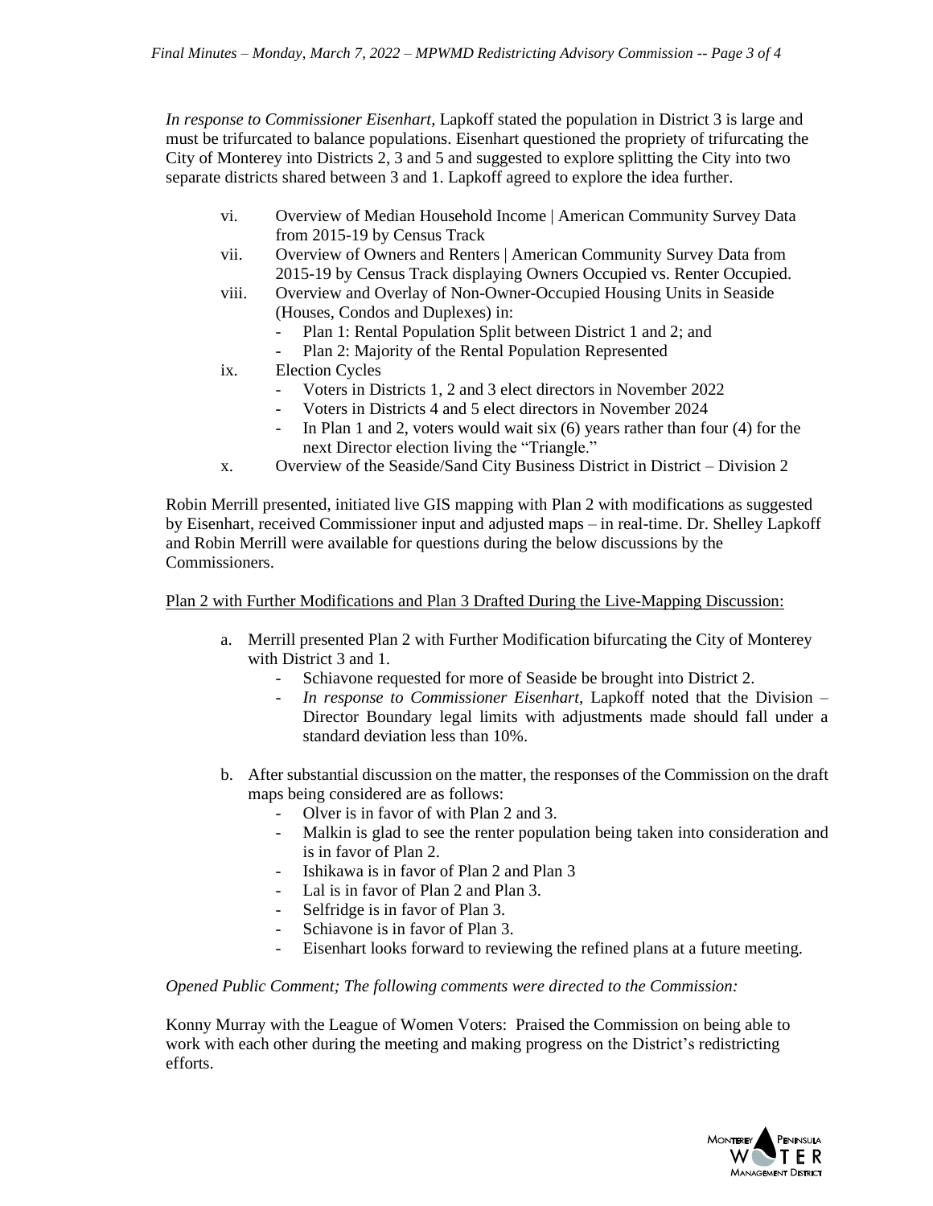*In response to Commissioner Eisenhart,* Lapkoff stated the population in District 3 is large and must be trifurcated to balance populations. Eisenhart questioned the propriety of trifurcating the City of Monterey into Districts 2, 3 and 5 and suggested to explore splitting the City into two separate districts shared between 3 and 1. Lapkoff agreed to explore the idea further.

vi. Overview of Median Household Income | American Community Survey Data from 2015-19 by Census Track

vii. Overview of Owners and Renters | American Community Survey Data from 2015-19 by Census Track displaying Owners Occupied vs. Renter Occupied.

viii. Overview and Overlay of Non-Owner-Occupied Housing Units in Seaside (Houses, Condos and Duplexes) in:
   - Plan 1: Rental Population Split between District 1 and 2; and
   - Plan 2: Majority of the Rental Population Represented

ix. Election Cycles
   - Voters in Districts 1, 2 and 3 elect directors in November 2022
   - Voters in Districts 4 and 5 elect directors in November 2024
   - In Plan 1 and 2, voters would wait six (6) years rather than four (4) for the next Director election living the "Triangle."

x. Overview of the Seaside/Sand City Business District in District – Division 2

Robin Merrill presented, initiated live GIS mapping with Plan 2 with modifications as suggested by Eisenhart, received Commissioner input and adjusted maps – in real-time. Dr. Shelley Lapkoff and Robin Merrill were available for questions during the below discussions by the Commissioners.

Plan 2 with Further Modifications and Plan 3 Drafted During the Live-Mapping Discussion:

a. Merrill presented Plan 2 with Further Modification bifurcating the City of Monterey with District 3 and 1.
   - Schiavone requested for more of Seaside be brought into District 2.
   - *In response to Commissioner Eisenhart,* Lapkoff noted that the Division – Director Boundary legal limits with adjustments made should fall under a standard deviation less than 10%.

b. After substantial discussion on the matter, the responses of the Commission on the draft maps being considered are as follows:
   - Olver is in favor of with Plan 2 and 3.
   - Malkin is glad to see the renter population being taken into consideration and is in favor of Plan 2.
   - Ishikawa is in favor of Plan 2 and Plan 3
   - Lal is in favor of Plan 2 and Plan 3.
   - Selfridge is in favor of Plan 3.
   - Schiavone is in favor of Plan 3.
   - Eisenhart looks forward to reviewing the refined plans at a future meeting.

*Opened Public Comment; The following comments were directed to the Commission:*

Konny Murray with the League of Women Voters: Praised the Commission on being able to work with each other during the meeting and making progress on the District's redistricting efforts.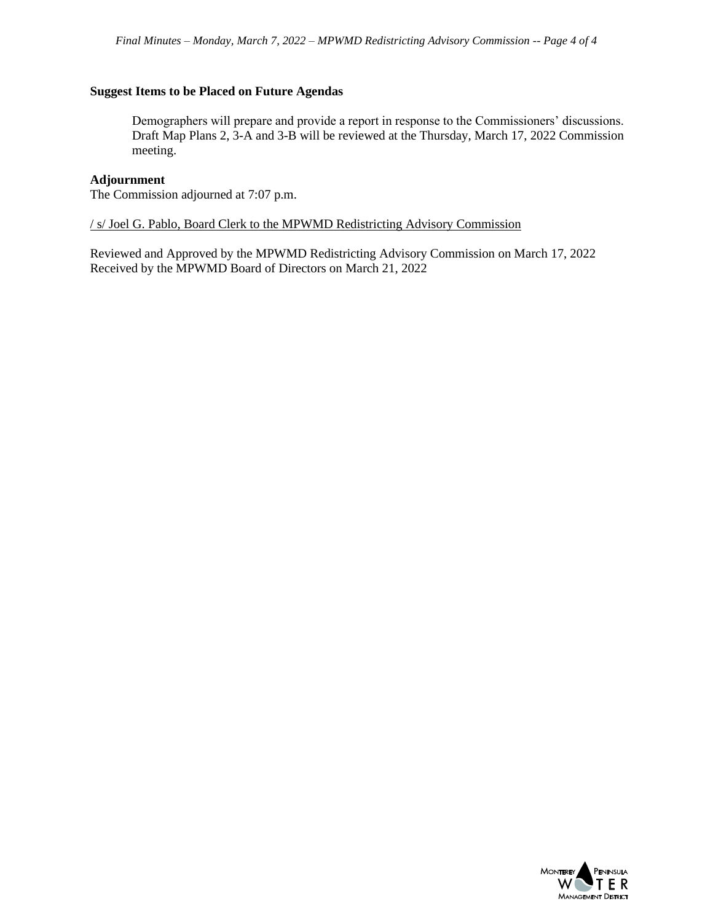**Suggest Items to be Placed on Future Agendas**

Demographers will prepare and provide a report in response to the Commissioners' discussions. Draft Map Plans 2, 3-A and 3-B will be reviewed at the Thursday, March 17, 2022 Commission meeting.

**Adjournment**

The Commission adjourned at 7:07 p.m.

/ s/ Joel G. Pablo, Board Clerk to the MPWMD Redistricting Advisory Commission

Reviewed and Approved by the MPWMD Redistricting Advisory Commission on March 17, 2022
Received by the MPWMD Board of Directors on March 21, 2022